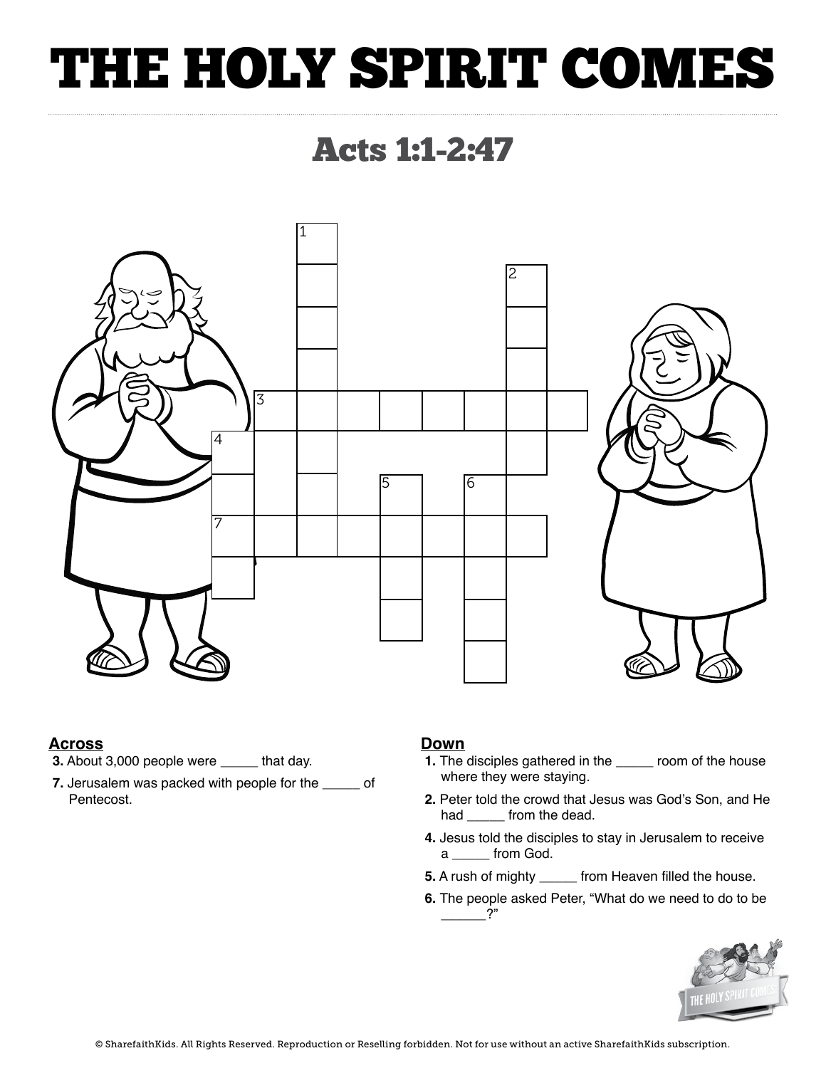# THE HOLY SPIRIT COMES

## Acts 1:1-2:47

### Across

**3.** About 3,000 people were _____ that day.

**7.** Jerusalem was packed with people for the _____ of Pentecost.

### Down

**1.** The disciples gathered in the _____ room of the house where they were staying.

**2.** Peter told the crowd that Jesus was God's Son, and He had _____ from the dead.

**4.** Jesus told the disciples to stay in Jerusalem to receive a _____ from God.

**5.** A rush of mighty _____ from Heaven filled the house.

**6.** The people asked Peter, "What do we need to do to be ______?"

© SharefaithKids. All Rights Reserved. Reproduction or Reselling forbidden. Not for use without an active SharefaithKids subscription.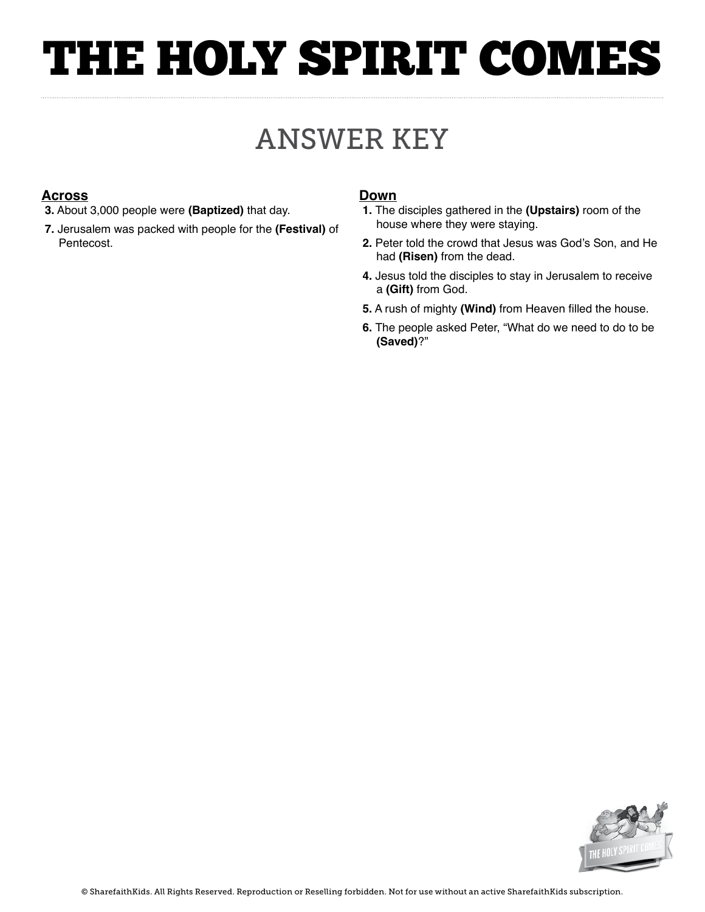# THE HOLY SPIRIT COMES

## ANSWER KEY

**Across**

**3.** About 3,000 people were **(Baptized)** that day.

**7.** Jerusalem was packed with people for the **(Festival)** of Pentecost.

**Down**

**1.** The disciples gathered in the **(Upstairs)** room of the house where they were staying.

**2.** Peter told the crowd that Jesus was God's Son, and He had **(Risen)** from the dead.

**4.** Jesus told the disciples to stay in Jerusalem to receive a **(Gift)** from God.

**5.** A rush of mighty **(Wind)** from Heaven filled the house.

**6.** The people asked Peter, "What do we need to do to be **(Saved)**?"

© SharefaithKids. All Rights Reserved. Reproduction or Reselling forbidden. Not for use without an active SharefaithKids subscription.